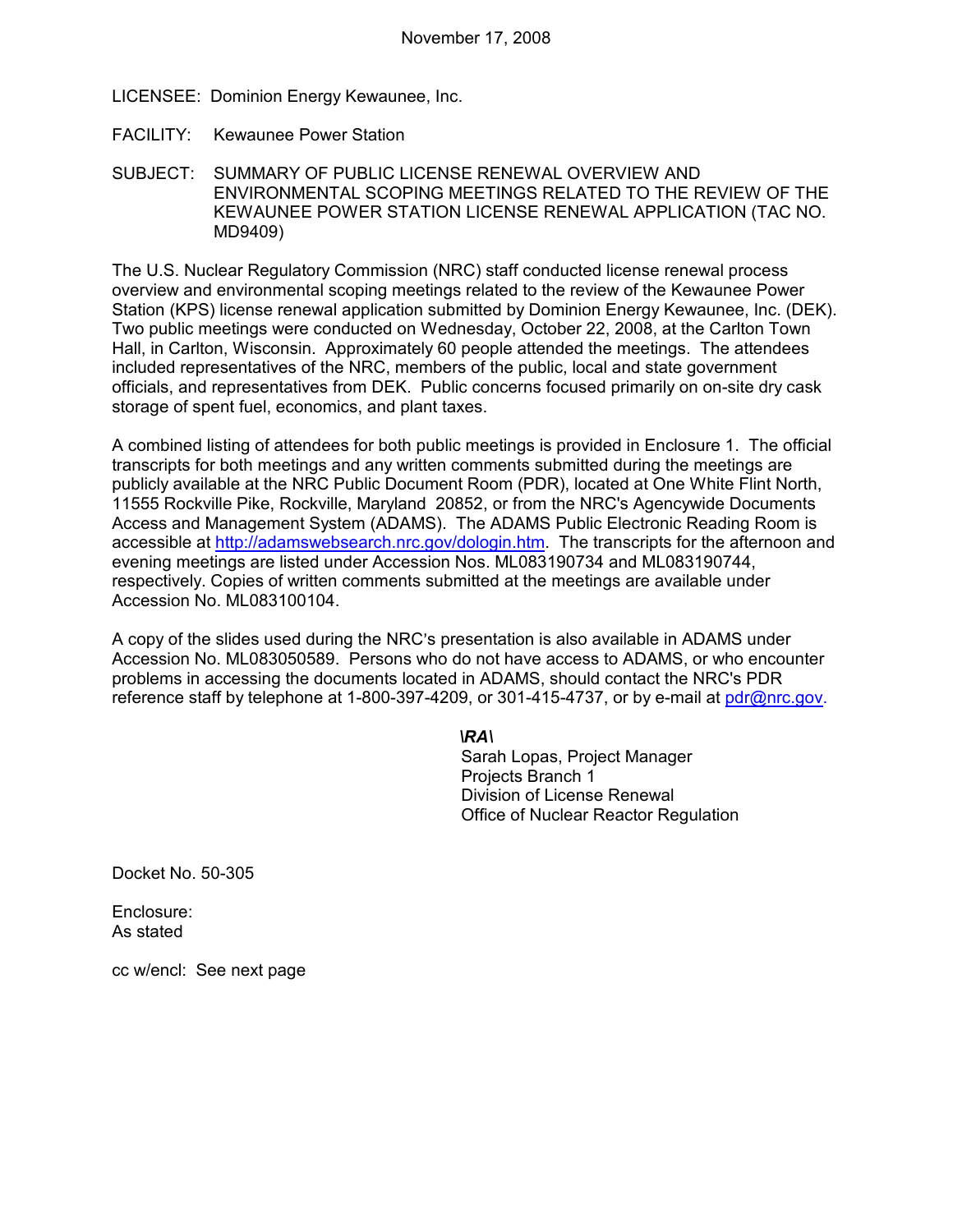November 17, 2008

LICENSEE: Dominion Energy Kewaunee, Inc.

FACILITY: Kewaunee Power Station

SUBJECT: SUMMARY OF PUBLIC LICENSE RENEWAL OVERVIEW AND ENVIRONMENTAL SCOPING MEETINGS RELATED TO THE REVIEW OF THE KEWAUNEE POWER STATION LICENSE RENEWAL APPLICATION (TAC NO. MD9409)

The U.S. Nuclear Regulatory Commission (NRC) staff conducted license renewal process overview and environmental scoping meetings related to the review of the Kewaunee Power Station (KPS) license renewal application submitted by Dominion Energy Kewaunee, Inc. (DEK). Two public meetings were conducted on Wednesday, October 22, 2008, at the Carlton Town Hall, in Carlton, Wisconsin. Approximately 60 people attended the meetings. The attendees included representatives of the NRC, members of the public, local and state government officials, and representatives from DEK. Public concerns focused primarily on on-site dry cask storage of spent fuel, economics, and plant taxes.

A combined listing of attendees for both public meetings is provided in Enclosure 1. The official transcripts for both meetings and any written comments submitted during the meetings are publicly available at the NRC Public Document Room (PDR), located at One White Flint North, 11555 Rockville Pike, Rockville, Maryland 20852, or from the NRC's Agencywide Documents Access and Management System (ADAMS). The ADAMS Public Electronic Reading Room is accessible at http://adamswebsearch.nrc.gov/dologin.htm. The transcripts for the afternoon and evening meetings are listed under Accession Nos. ML083190734 and ML083190744, respectively. Copies of written comments submitted at the meetings are available under Accession No. ML083100104.

A copy of the slides used during the NRC's presentation is also available in ADAMS under Accession No. ML083050589. Persons who do not have access to ADAMS, or who encounter problems in accessing the documents located in ADAMS, should contact the NRC's PDR reference staff by telephone at 1-800-397-4209, or 301-415-4737, or by e-mail at pdr@nrc.gov.

*\RA\*
Sarah Lopas, Project Manager
Projects Branch 1
Division of License Renewal
Office of Nuclear Reactor Regulation

Docket No. 50-305

Enclosure:
As stated

cc w/encl: See next page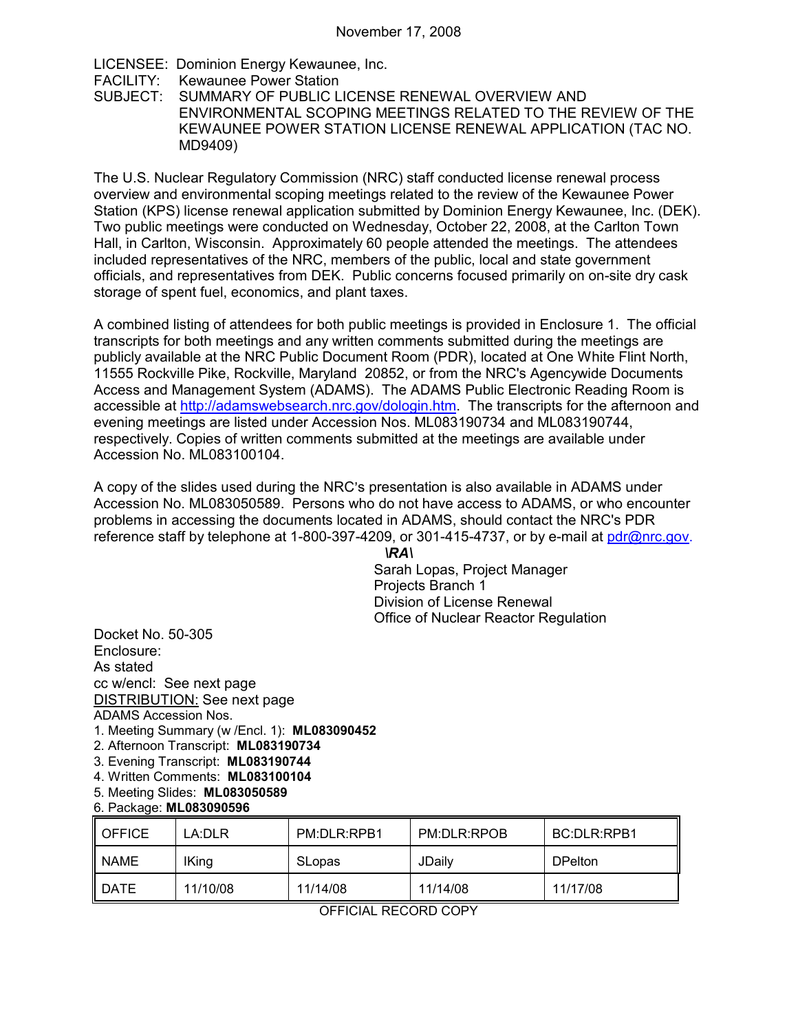November 17, 2008

LICENSEE: Dominion Energy Kewaunee, Inc.

FACILITY: Kewaunee Power Station

SUBJECT: SUMMARY OF PUBLIC LICENSE RENEWAL OVERVIEW AND ENVIRONMENTAL SCOPING MEETINGS RELATED TO THE REVIEW OF THE KEWAUNEE POWER STATION LICENSE RENEWAL APPLICATION (TAC NO. MD9409)

The U.S. Nuclear Regulatory Commission (NRC) staff conducted license renewal process overview and environmental scoping meetings related to the review of the Kewaunee Power Station (KPS) license renewal application submitted by Dominion Energy Kewaunee, Inc. (DEK). Two public meetings were conducted on Wednesday, October 22, 2008, at the Carlton Town Hall, in Carlton, Wisconsin. Approximately 60 people attended the meetings. The attendees included representatives of the NRC, members of the public, local and state government officials, and representatives from DEK. Public concerns focused primarily on on-site dry cask storage of spent fuel, economics, and plant taxes.

A combined listing of attendees for both public meetings is provided in Enclosure 1. The official transcripts for both meetings and any written comments submitted during the meetings are publicly available at the NRC Public Document Room (PDR), located at One White Flint North, 11555 Rockville Pike, Rockville, Maryland 20852, or from the NRC's Agencywide Documents Access and Management System (ADAMS). The ADAMS Public Electronic Reading Room is accessible at http://adamswebsearch.nrc.gov/dologin.htm. The transcripts for the afternoon and evening meetings are listed under Accession Nos. ML083190734 and ML083190744, respectively. Copies of written comments submitted at the meetings are available under Accession No. ML083100104.

A copy of the slides used during the NRC's presentation is also available in ADAMS under Accession No. ML083050589. Persons who do not have access to ADAMS, or who encounter problems in accessing the documents located in ADAMS, should contact the NRC's PDR reference staff by telephone at 1-800-397-4209, or 301-415-4737, or by e-mail at pdr@nrc.gov.

***\RA\***

Sarah Lopas, Project Manager
Projects Branch 1
Division of License Renewal
Office of Nuclear Reactor Regulation

Docket No. 50-305

Enclosure:
As stated

cc w/encl: See next page

DISTRIBUTION: See next page

ADAMS Accession Nos.

1. Meeting Summary (w /Encl. 1): **ML083090452**
2. Afternoon Transcript: **ML083190734**
3. Evening Transcript: **ML083190744**
4. Written Comments: **ML083100104**
5. Meeting Slides: **ML083050589**
6. Package: **ML083090596**

| OFFICE | LA:DLR | PM:DLR:RPB1 | PM:DLR:RPOB | BC:DLR:RPB1 |
|---|---|---|---|---|
| NAME | IKing | SLopas | JDaily | DPelton |
| DATE | 11/10/08 | 11/14/08 | 11/14/08 | 11/17/08 |

OFFICIAL RECORD COPY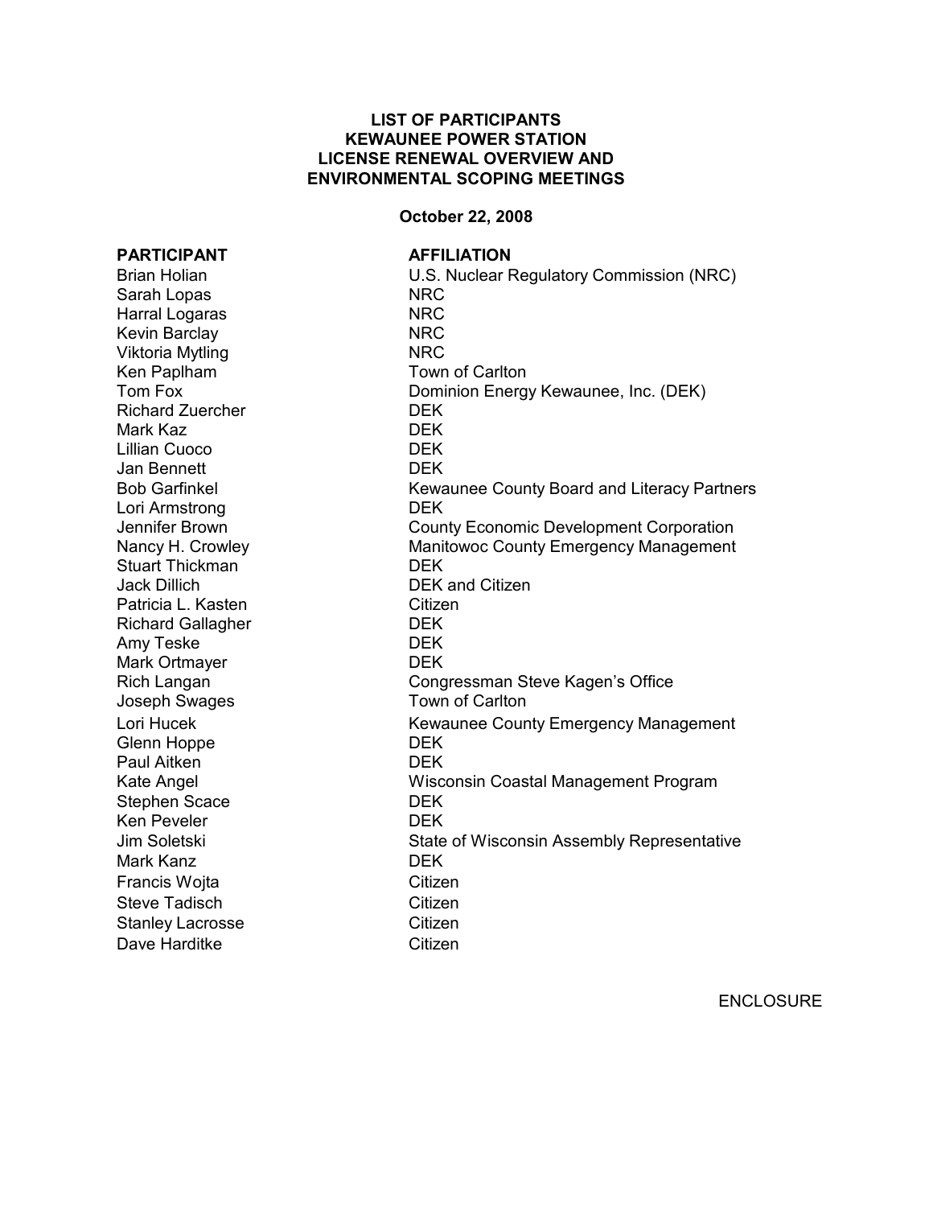**LIST OF PARTICIPANTS**
**KEWAUNEE POWER STATION**
**LICENSE RENEWAL OVERVIEW AND**
**ENVIRONMENTAL SCOPING MEETINGS**

**October 22, 2008**

| **PARTICIPANT** | **AFFILIATION** |
| --- | --- |
| Brian Holian | U.S. Nuclear Regulatory Commission (NRC) |
| Sarah Lopas | NRC |
| Harral Logaras | NRC |
| Kevin Barclay | NRC |
| Viktoria Mytling | NRC |
| Ken Paplham | Town of Carlton |
| Tom Fox | Dominion Energy Kewaunee, Inc. (DEK) |
| Richard Zuercher | DEK |
| Mark Kaz | DEK |
| Lillian Cuoco | DEK |
| Jan Bennett | DEK |
| Bob Garfinkel | Kewaunee County Board and Literacy Partners |
| Lori Armstrong | DEK |
| Jennifer Brown | County Economic Development Corporation |
| Nancy H. Crowley | Manitowoc County Emergency Management |
| Stuart Thickman | DEK |
| Jack Dillich | DEK and Citizen |
| Patricia L. Kasten | Citizen |
| Richard Gallagher | DEK |
| Amy Teske | DEK |
| Mark Ortmayer | DEK |
| Rich Langan | Congressman Steve Kagen's Office |
| Joseph Swages | Town of Carlton |
| Lori Hucek | Kewaunee County Emergency Management |
| Glenn Hoppe | DEK |
| Paul Aitken | DEK |
| Kate Angel | Wisconsin Coastal Management Program |
| Stephen Scace | DEK |
| Ken Peveler | DEK |
| Jim Soletski | State of Wisconsin Assembly Representative |
| Mark Kanz | DEK |
| Francis Wojta | Citizen |
| Steve Tadisch | Citizen |
| Stanley Lacrosse | Citizen |
| Dave Harditke | Citizen |

ENCLOSURE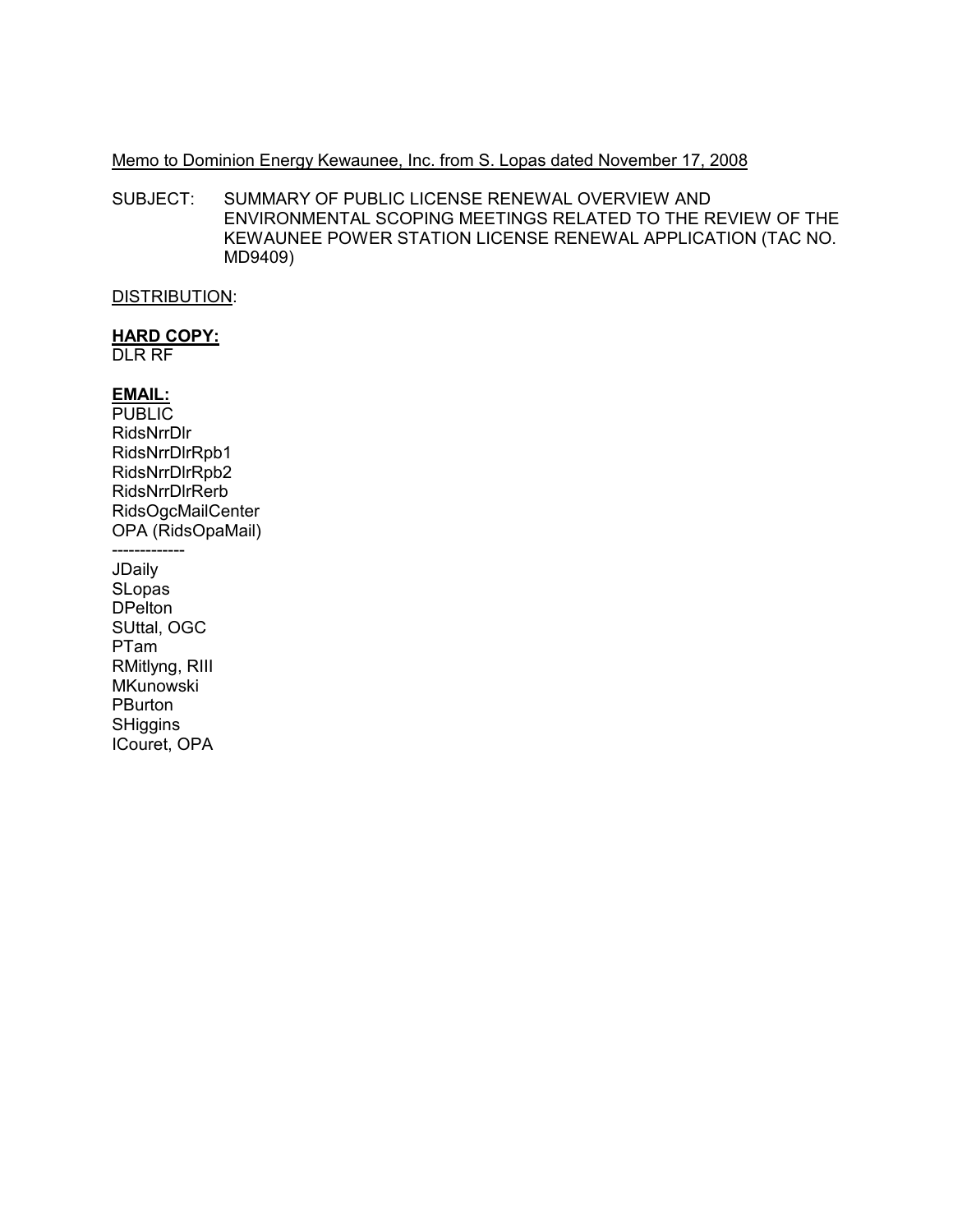Memo to Dominion Energy Kewaunee, Inc. from S. Lopas dated November 17, 2008

SUBJECT: SUMMARY OF PUBLIC LICENSE RENEWAL OVERVIEW AND ENVIRONMENTAL SCOPING MEETINGS RELATED TO THE REVIEW OF THE KEWAUNEE POWER STATION LICENSE RENEWAL APPLICATION (TAC NO. MD9409)

DISTRIBUTION:

**HARD COPY:**
DLR RF

**EMAIL:**
PUBLIC
RidsNrrDlr
RidsNrrDlrRpb1
RidsNrrDlrRpb2
RidsNrrDlrRerb
RidsOgcMailCenter
OPA (RidsOpaMail)
-------------
JDaily
SLopas
DPelton
SUttal, OGC
PTam
RMitlyng, RIII
MKunowski
PBurton
SHiggins
ICouret, OPA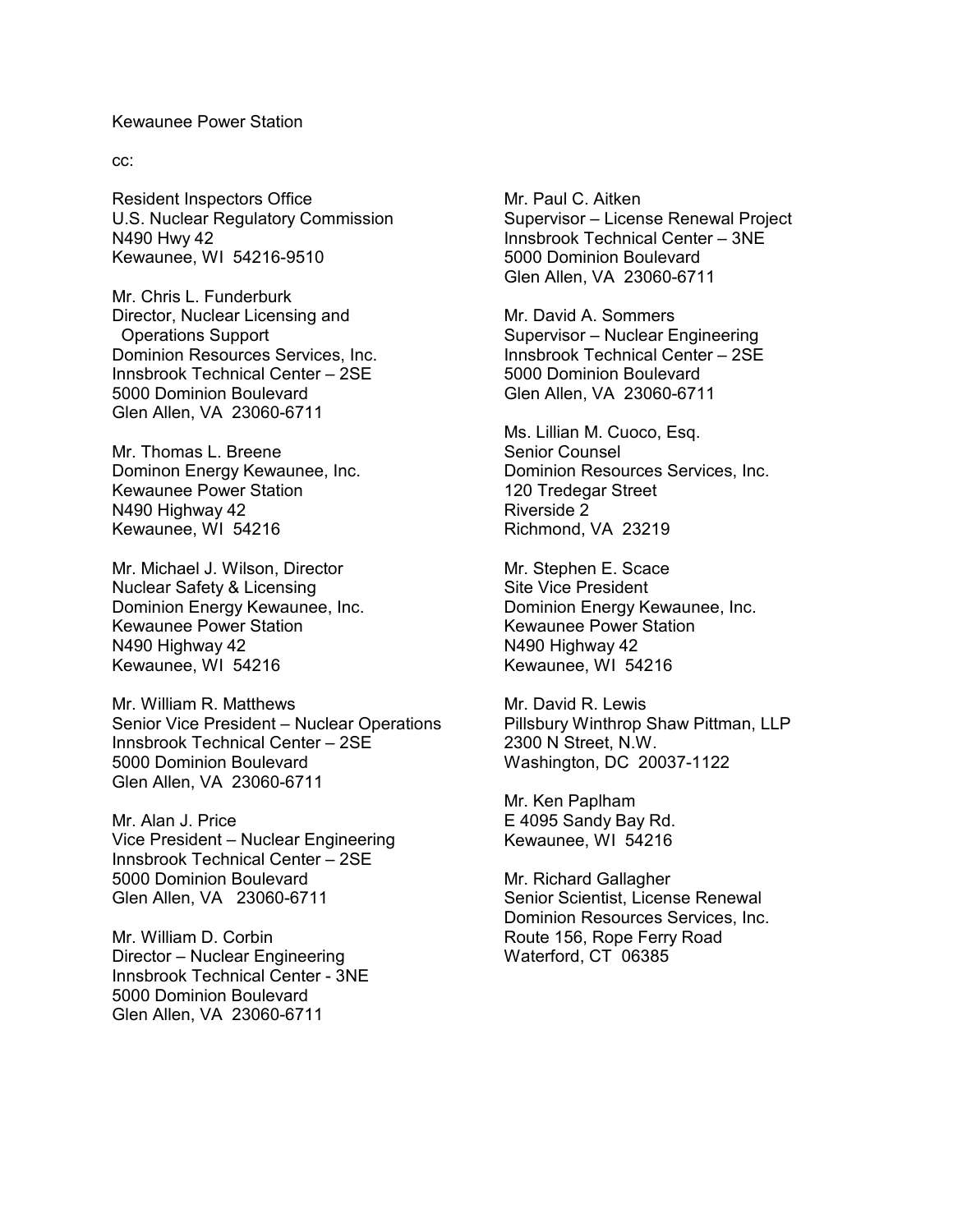Kewaunee Power Station

cc:

Resident Inspectors Office
U.S. Nuclear Regulatory Commission
N490 Hwy 42
Kewaunee, WI 54216-9510

Mr. Chris L. Funderburk
Director, Nuclear Licensing and
Operations Support
Dominion Resources Services, Inc.
Innsbrook Technical Center – 2SE
5000 Dominion Boulevard
Glen Allen, VA 23060-6711

Mr. Thomas L. Breene
Dominon Energy Kewaunee, Inc.
Kewaunee Power Station
N490 Highway 42
Kewaunee, WI 54216

Mr. Michael J. Wilson, Director
Nuclear Safety & Licensing
Dominion Energy Kewaunee, Inc.
Kewaunee Power Station
N490 Highway 42
Kewaunee, WI 54216

Mr. William R. Matthews
Senior Vice President – Nuclear Operations
Innsbrook Technical Center – 2SE
5000 Dominion Boulevard
Glen Allen, VA 23060-6711

Mr. Alan J. Price
Vice President – Nuclear Engineering
Innsbrook Technical Center – 2SE
5000 Dominion Boulevard
Glen Allen, VA 23060-6711

Mr. William D. Corbin
Director – Nuclear Engineering
Innsbrook Technical Center - 3NE
5000 Dominion Boulevard
Glen Allen, VA 23060-6711

Mr. Paul C. Aitken
Supervisor – License Renewal Project
Innsbrook Technical Center – 3NE
5000 Dominion Boulevard
Glen Allen, VA 23060-6711

Mr. David A. Sommers
Supervisor – Nuclear Engineering
Innsbrook Technical Center – 2SE
5000 Dominion Boulevard
Glen Allen, VA 23060-6711

Ms. Lillian M. Cuoco, Esq.
Senior Counsel
Dominion Resources Services, Inc.
120 Tredegar Street
Riverside 2
Richmond, VA 23219

Mr. Stephen E. Scace
Site Vice President
Dominion Energy Kewaunee, Inc.
Kewaunee Power Station
N490 Highway 42
Kewaunee, WI 54216

Mr. David R. Lewis
Pillsbury Winthrop Shaw Pittman, LLP
2300 N Street, N.W.
Washington, DC 20037-1122

Mr. Ken Paplham
E 4095 Sandy Bay Rd.
Kewaunee, WI 54216

Mr. Richard Gallagher
Senior Scientist, License Renewal
Dominion Resources Services, Inc.
Route 156, Rope Ferry Road
Waterford, CT 06385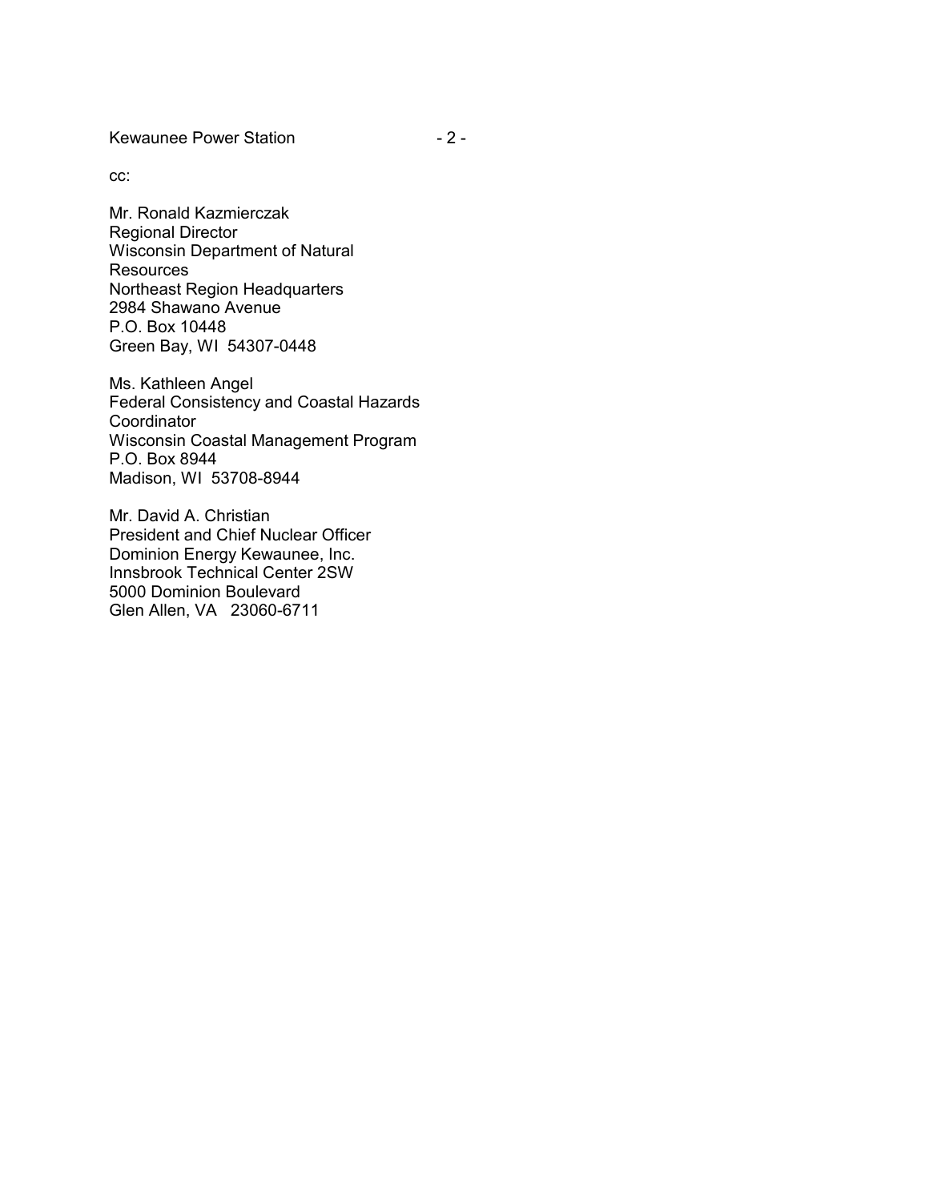cc:

Mr. Ronald Kazmierczak
Regional Director
Wisconsin Department of Natural Resources
Northeast Region Headquarters
2984 Shawano Avenue
P.O. Box 10448
Green Bay, WI 54307-0448

Ms. Kathleen Angel
Federal Consistency and Coastal Hazards Coordinator
Wisconsin Coastal Management Program
P.O. Box 8944
Madison, WI 53708-8944

Mr. David A. Christian
President and Chief Nuclear Officer
Dominion Energy Kewaunee, Inc.
Innsbrook Technical Center 2SW
5000 Dominion Boulevard
Glen Allen, VA 23060-6711